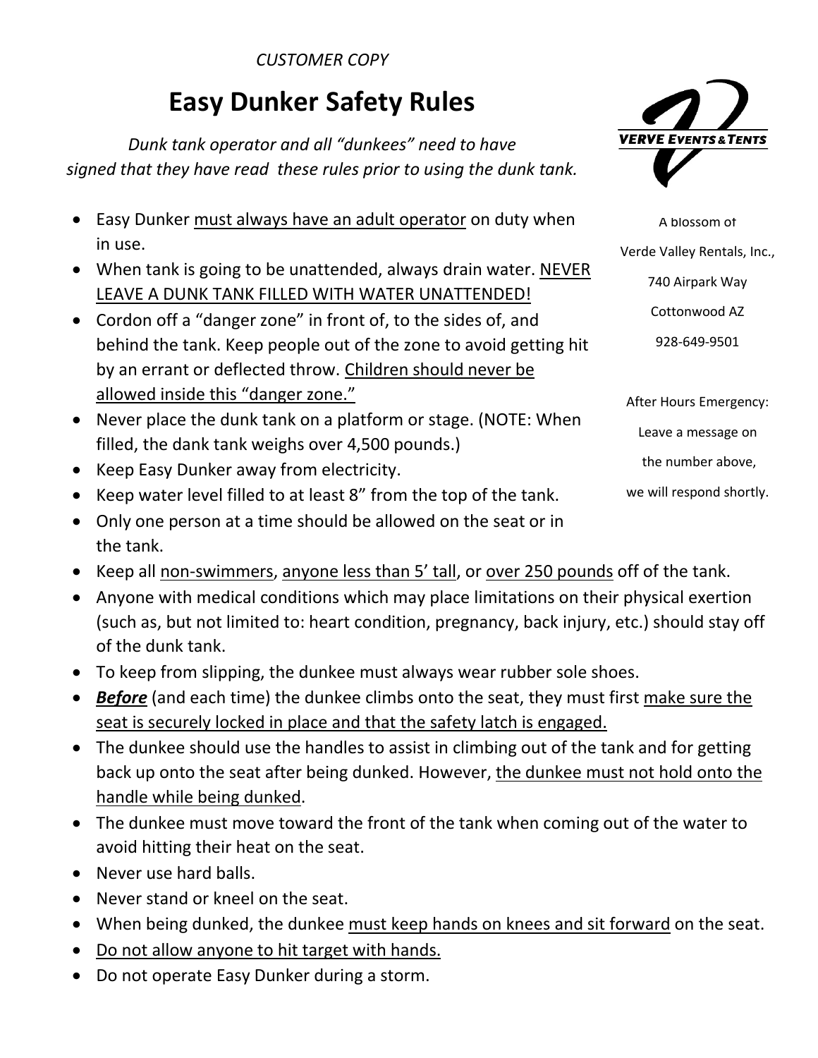*CUSTOMER COPY*

# Easy Dunker Safety Rules

*Dunk tank operator and all "dunkees" need to have signed that they have read these rules prior to using the dunk tank.*

VERVE EVENTS & TENTS

A blossom of
Verde Valley Rentals, Inc.,
740 Airpark Way
Cottonwood AZ
928-649-9501

After Hours Emergency:
Leave a message on
the number above,
we will respond shortly.

- Easy Dunker <u>must always have an adult operator</u> on duty when in use.
- When tank is going to be unattended, always drain water. <u>NEVER LEAVE A DUNK TANK FILLED WITH WATER UNATTENDED!</u>
- Cordon off a "danger zone" in front of, to the sides of, and behind the tank. Keep people out of the zone to avoid getting hit by an errant or deflected throw. <u>Children should never be allowed inside this "danger zone."</u>
- Never place the dunk tank on a platform or stage. (NOTE: When filled, the dank tank weighs over 4,500 pounds.)
- Keep Easy Dunker away from electricity.
- Keep water level filled to at least 8" from the top of the tank.
- Only one person at a time should be allowed on the seat or in the tank.
- Keep all <u>non-swimmers</u>, <u>anyone less than 5' tall</u>, or <u>over 250 pounds</u> off of the tank.
- Anyone with medical conditions which may place limitations on their physical exertion (such as, but not limited to: heart condition, pregnancy, back injury, etc.) should stay off of the dunk tank.
- To keep from slipping, the dunkee must always wear rubber sole shoes.
- ***<u>Before</u>*** (and each time) the dunkee climbs onto the seat, they must first <u>make sure the seat is securely locked in place and that the safety latch is engaged.</u>
- The dunkee should use the handles to assist in climbing out of the tank and for getting back up onto the seat after being dunked. However, <u>the dunkee must not hold onto the handle while being dunked</u>.
- The dunkee must move toward the front of the tank when coming out of the water to avoid hitting their heat on the seat.
- Never use hard balls.
- Never stand or kneel on the seat.
- When being dunked, the dunkee <u>must keep hands on knees and sit forward</u> on the seat.
- <u>Do not allow anyone to hit target with hands.</u>
- Do not operate Easy Dunker during a storm.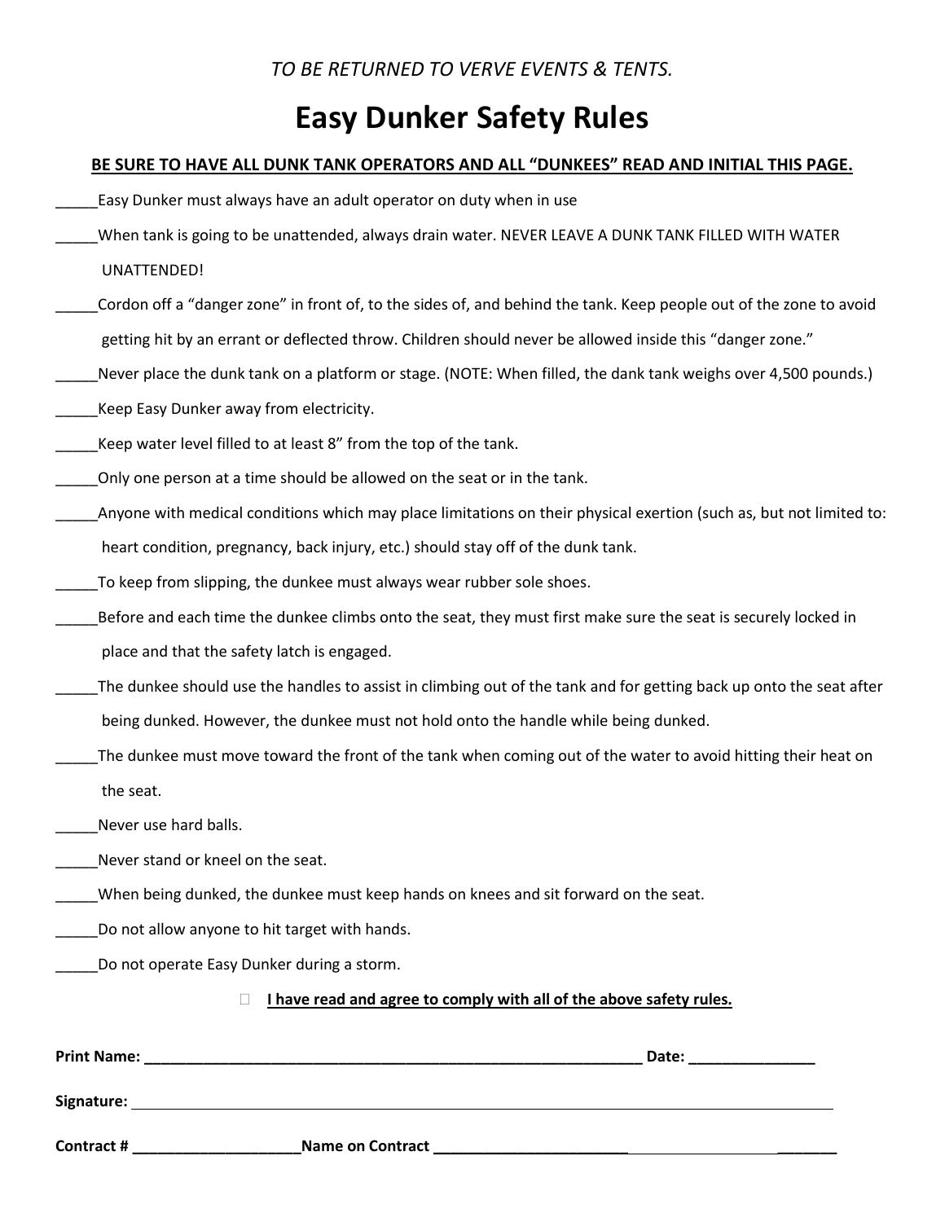*TO BE RETURNED TO VERVE EVENTS & TENTS.*

# Easy Dunker Safety Rules

**BE SURE TO HAVE ALL DUNK TANK OPERATORS AND ALL "DUNKEES" READ AND INITIAL THIS PAGE.**

_____Easy Dunker must always have an adult operator on duty when in use

_____When tank is going to be unattended, always drain water. NEVER LEAVE A DUNK TANK FILLED WITH WATER UNATTENDED!

_____Cordon off a "danger zone" in front of, to the sides of, and behind the tank. Keep people out of the zone to avoid getting hit by an errant or deflected throw. Children should never be allowed inside this "danger zone."

_____Never place the dunk tank on a platform or stage. (NOTE: When filled, the dank tank weighs over 4,500 pounds.)

_____Keep Easy Dunker away from electricity.

_____Keep water level filled to at least 8" from the top of the tank.

_____Only one person at a time should be allowed on the seat or in the tank.

_____Anyone with medical conditions which may place limitations on their physical exertion (such as, but not limited to: heart condition, pregnancy, back injury, etc.) should stay off of the dunk tank.

_____To keep from slipping, the dunkee must always wear rubber sole shoes.

_____Before and each time the dunkee climbs onto the seat, they must first make sure the seat is securely locked in place and that the safety latch is engaged.

_____The dunkee should use the handles to assist in climbing out of the tank and for getting back up onto the seat after being dunked. However, the dunkee must not hold onto the handle while being dunked.

_____The dunkee must move toward the front of the tank when coming out of the water to avoid hitting their heat on the seat.

_____Never use hard balls.

_____Never stand or kneel on the seat.

_____When being dunked, the dunkee must keep hands on knees and sit forward on the seat.

_____Do not allow anyone to hit target with hands.

_____Do not operate Easy Dunker during a storm.

☐ **I have read and agree to comply with all of the above safety rules.**

**Print Name:** ______________________________________________ **Date:** _______________

**Signature:** ______________________________________________

**Contract #** ____________________ **Name on Contract** ________________________________